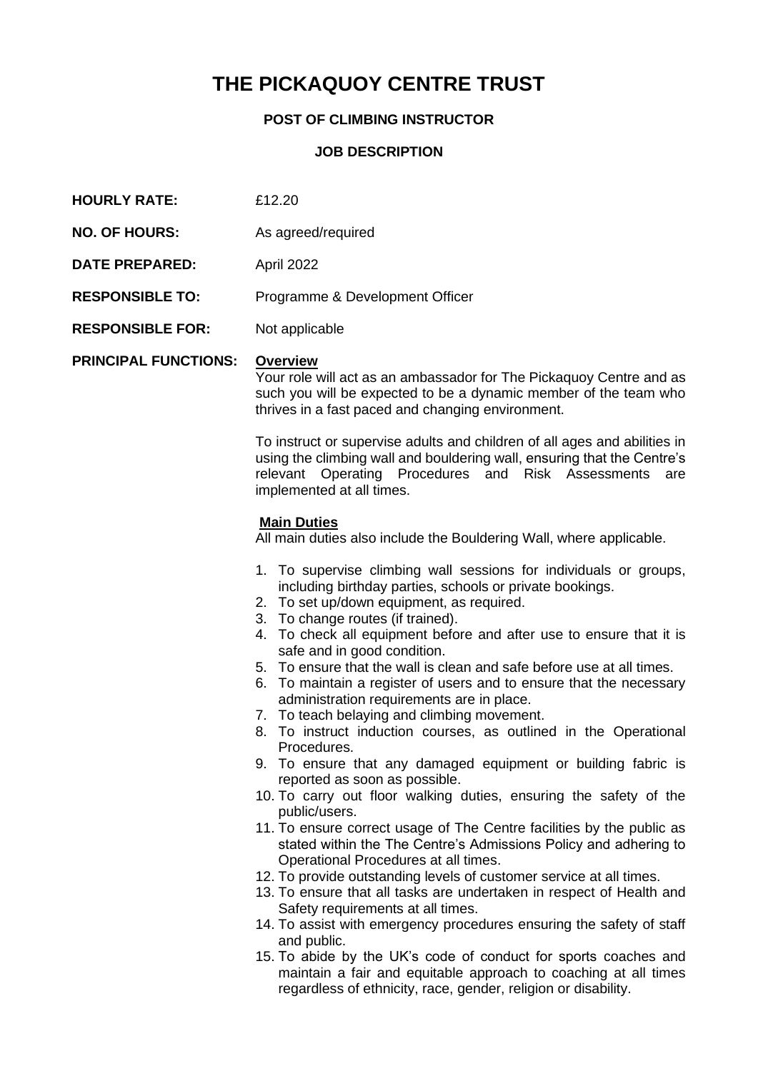# THE PICKAQUOY CENTRE TRUST

**POST OF CLIMBING INSTRUCTOR**

**JOB DESCRIPTION**

**HOURLY RATE:** £12.20

**NO. OF HOURS:** As agreed/required

**DATE PREPARED:** April 2022

**RESPONSIBLE TO:** Programme & Development Officer

**RESPONSIBLE FOR:** Not applicable

**PRINCIPAL FUNCTIONS:**

**Overview**

Your role will act as an ambassador for The Pickaquoy Centre and as such you will be expected to be a dynamic member of the team who thrives in a fast paced and changing environment.

To instruct or supervise adults and children of all ages and abilities in using the climbing wall and bouldering wall, ensuring that the Centre's relevant Operating Procedures and Risk Assessments are implemented at all times.

**Main Duties**

All main duties also include the Bouldering Wall, where applicable.

1. To supervise climbing wall sessions for individuals or groups, including birthday parties, schools or private bookings.
2. To set up/down equipment, as required.
3. To change routes (if trained).
4. To check all equipment before and after use to ensure that it is safe and in good condition.
5. To ensure that the wall is clean and safe before use at all times.
6. To maintain a register of users and to ensure that the necessary administration requirements are in place.
7. To teach belaying and climbing movement.
8. To instruct induction courses, as outlined in the Operational Procedures.
9. To ensure that any damaged equipment or building fabric is reported as soon as possible.
10. To carry out floor walking duties, ensuring the safety of the public/users.
11. To ensure correct usage of The Centre facilities by the public as stated within the The Centre's Admissions Policy and adhering to Operational Procedures at all times.
12. To provide outstanding levels of customer service at all times.
13. To ensure that all tasks are undertaken in respect of Health and Safety requirements at all times.
14. To assist with emergency procedures ensuring the safety of staff and public.
15. To abide by the UK's code of conduct for sports coaches and maintain a fair and equitable approach to coaching at all times regardless of ethnicity, race, gender, religion or disability.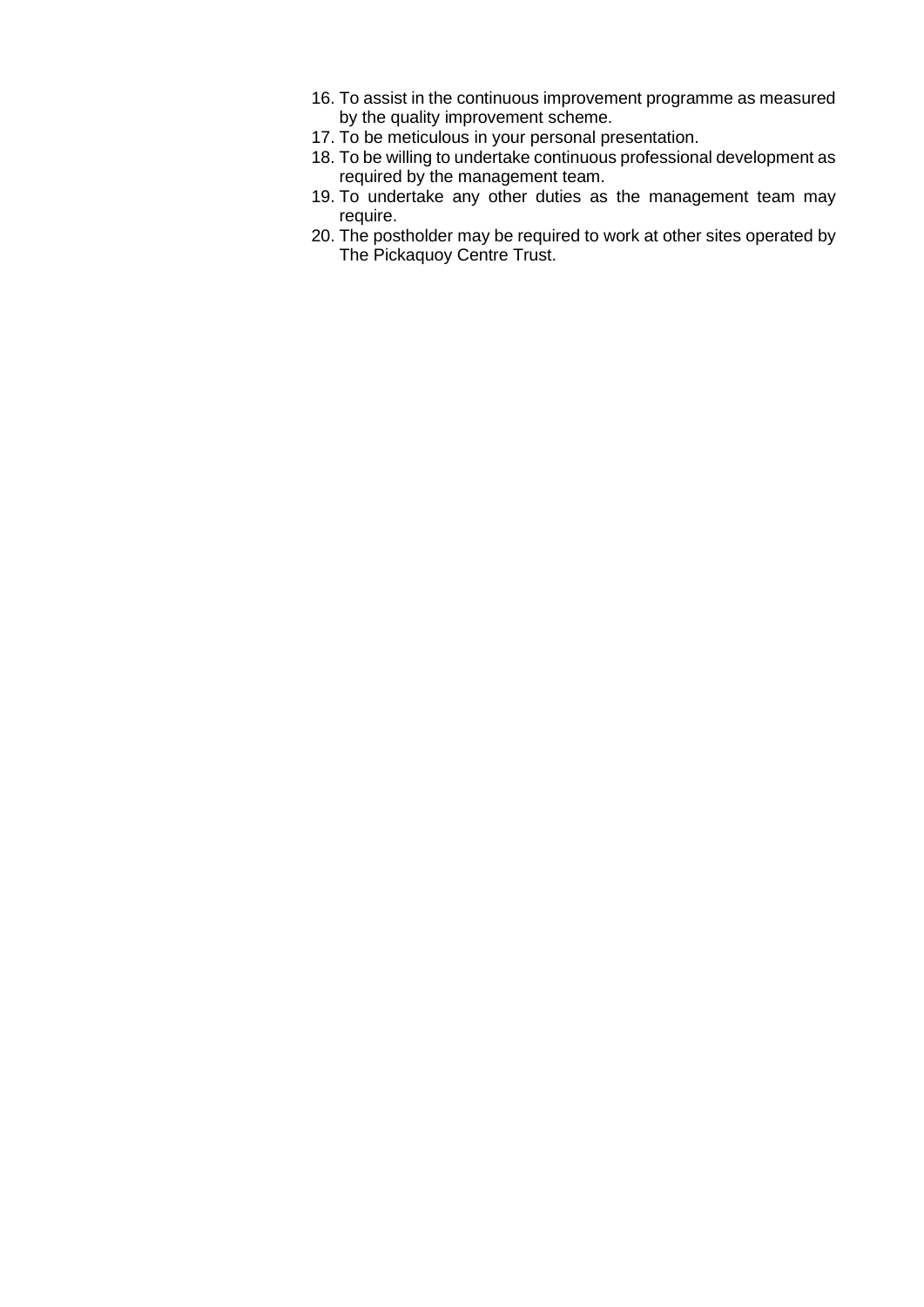16. To assist in the continuous improvement programme as measured by the quality improvement scheme.
17. To be meticulous in your personal presentation.
18. To be willing to undertake continuous professional development as required by the management team.
19. To undertake any other duties as the management team may require.
20. The postholder may be required to work at other sites operated by The Pickaquoy Centre Trust.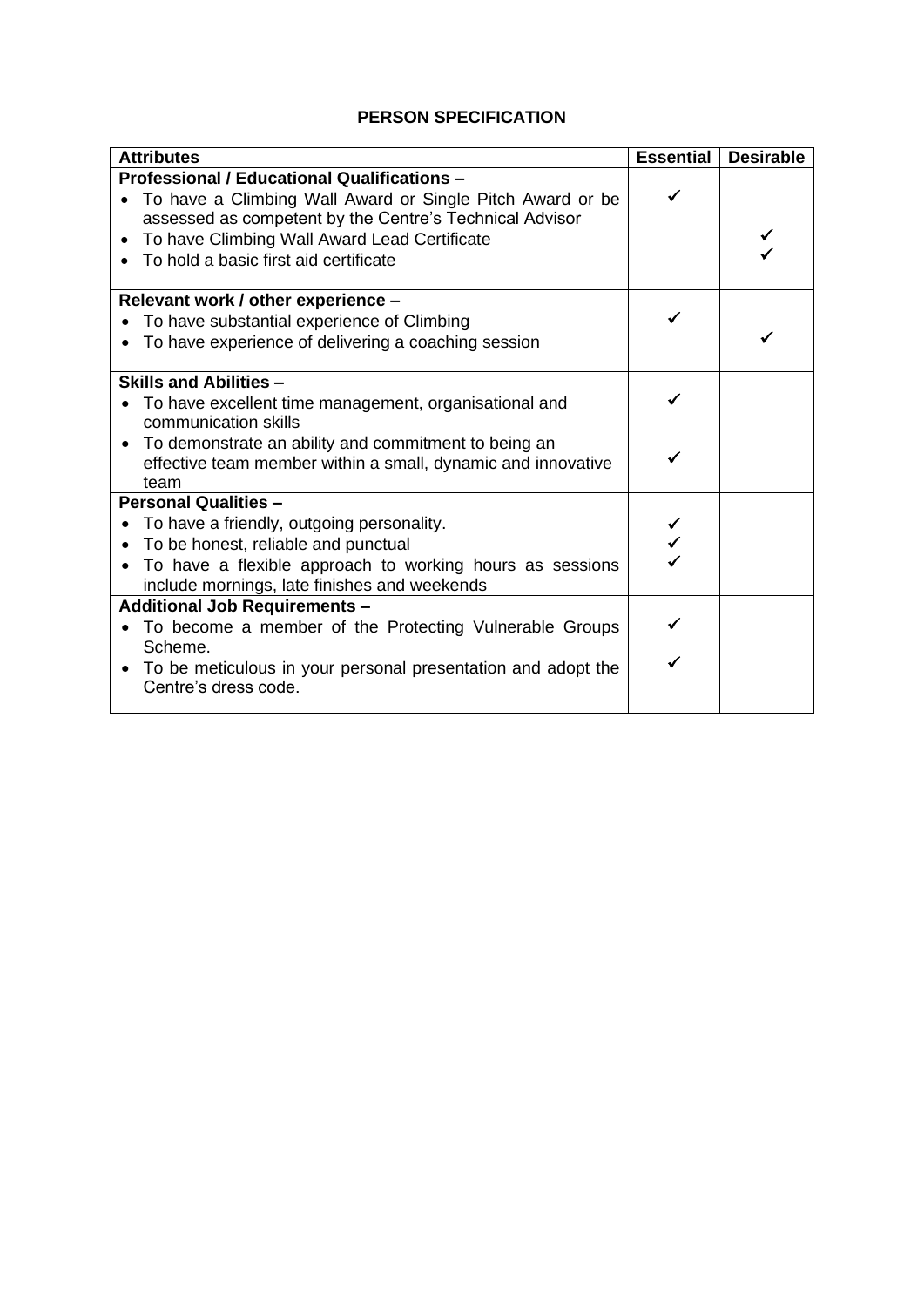# PERSON SPECIFICATION

| Attributes | Essential | Desirable |
|---|---|---|
| **Professional / Educational Qualifications –** | | |
| • To have a Climbing Wall Award or Single Pitch Award or be assessed as competent by the Centre's Technical Advisor | ✓ | |
| • To have Climbing Wall Award Lead Certificate | | ✓ |
| • To hold a basic first aid certificate | | ✓ |
| **Relevant work / other experience –** | | |
| • To have substantial experience of Climbing | ✓ | |
| • To have experience of delivering a coaching session | | ✓ |
| **Skills and Abilities –** | | |
| • To have excellent time management, organisational and communication skills | ✓ | |
| • To demonstrate an ability and commitment to being an effective team member within a small, dynamic and innovative team | ✓ | |
| **Personal Qualities –** | | |
| • To have a friendly, outgoing personality. | ✓ | |
| • To be honest, reliable and punctual | ✓ | |
| • To have a flexible approach to working hours as sessions include mornings, late finishes and weekends | ✓ | |
| **Additional Job Requirements –** | | |
| • To become a member of the Protecting Vulnerable Groups Scheme. | ✓ | |
| • To be meticulous in your personal presentation and adopt the Centre's dress code. | ✓ | |